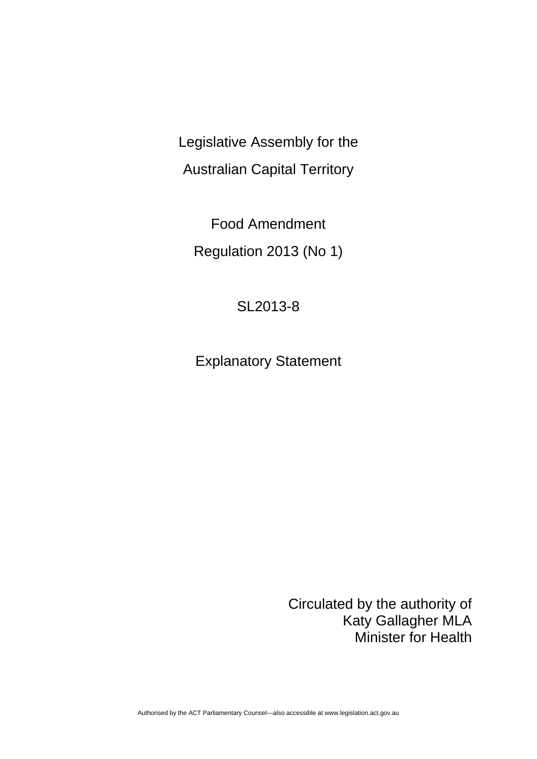Legislative Assembly for the

Australian Capital Territory

Food Amendment

Regulation 2013 (No 1)

SL2013-8

Explanatory Statement

Circulated by the authority of
Katy Gallagher MLA
Minister for Health

Authorised by the ACT Parliamentary Counsel—also accessible at www.legislation.act.gov.au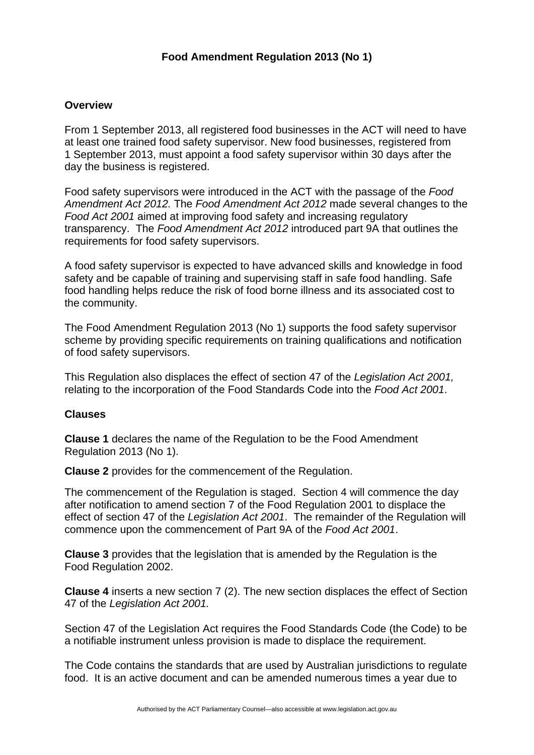## Food Amendment Regulation 2013 (No 1)

### Overview

From 1 September 2013, all registered food businesses in the ACT will need to have at least one trained food safety supervisor. New food businesses, registered from 1 September 2013, must appoint a food safety supervisor within 30 days after the day the business is registered.

Food safety supervisors were introduced in the ACT with the passage of the *Food Amendment Act 2012.* The *Food Amendment Act 2012* made several changes to the *Food Act 2001* aimed at improving food safety and increasing regulatory transparency. The *Food Amendment Act 2012* introduced part 9A that outlines the requirements for food safety supervisors.

A food safety supervisor is expected to have advanced skills and knowledge in food safety and be capable of training and supervising staff in safe food handling. Safe food handling helps reduce the risk of food borne illness and its associated cost to the community.

The Food Amendment Regulation 2013 (No 1) supports the food safety supervisor scheme by providing specific requirements on training qualifications and notification of food safety supervisors.

This Regulation also displaces the effect of section 47 of the *Legislation Act 2001,* relating to the incorporation of the Food Standards Code into the *Food Act 2001*.

### Clauses

**Clause 1** declares the name of the Regulation to be the Food Amendment Regulation 2013 (No 1).

**Clause 2** provides for the commencement of the Regulation.

The commencement of the Regulation is staged. Section 4 will commence the day after notification to amend section 7 of the Food Regulation 2001 to displace the effect of section 47 of the *Legislation Act 2001*. The remainder of the Regulation will commence upon the commencement of Part 9A of the *Food Act 2001*.

**Clause 3** provides that the legislation that is amended by the Regulation is the Food Regulation 2002.

**Clause 4** inserts a new section 7 (2). The new section displaces the effect of Section 47 of the *Legislation Act 2001.*

Section 47 of the Legislation Act requires the Food Standards Code (the Code) to be a notifiable instrument unless provision is made to displace the requirement.

The Code contains the standards that are used by Australian jurisdictions to regulate food. It is an active document and can be amended numerous times a year due to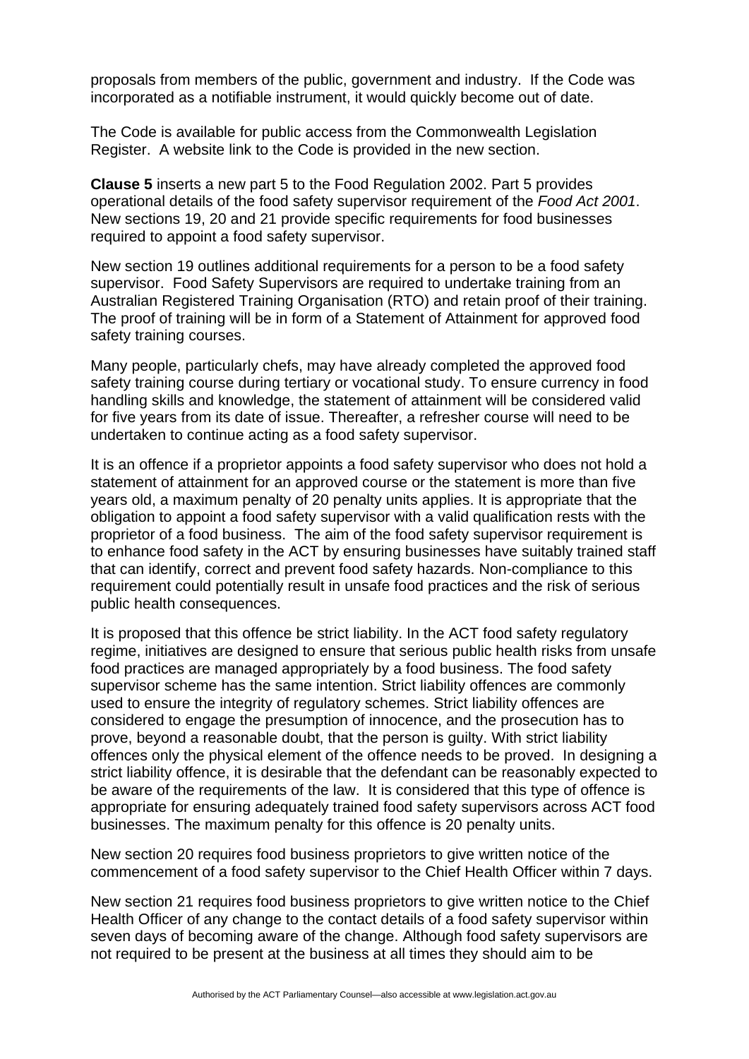proposals from members of the public, government and industry. If the Code was incorporated as a notifiable instrument, it would quickly become out of date.

The Code is available for public access from the Commonwealth Legislation Register. A website link to the Code is provided in the new section.

**Clause 5** inserts a new part 5 to the Food Regulation 2002. Part 5 provides operational details of the food safety supervisor requirement of the *Food Act 2001*. New sections 19, 20 and 21 provide specific requirements for food businesses required to appoint a food safety supervisor.

New section 19 outlines additional requirements for a person to be a food safety supervisor. Food Safety Supervisors are required to undertake training from an Australian Registered Training Organisation (RTO) and retain proof of their training. The proof of training will be in form of a Statement of Attainment for approved food safety training courses.

Many people, particularly chefs, may have already completed the approved food safety training course during tertiary or vocational study. To ensure currency in food handling skills and knowledge, the statement of attainment will be considered valid for five years from its date of issue. Thereafter, a refresher course will need to be undertaken to continue acting as a food safety supervisor.

It is an offence if a proprietor appoints a food safety supervisor who does not hold a statement of attainment for an approved course or the statement is more than five years old, a maximum penalty of 20 penalty units applies. It is appropriate that the obligation to appoint a food safety supervisor with a valid qualification rests with the proprietor of a food business. The aim of the food safety supervisor requirement is to enhance food safety in the ACT by ensuring businesses have suitably trained staff that can identify, correct and prevent food safety hazards. Non-compliance to this requirement could potentially result in unsafe food practices and the risk of serious public health consequences.

It is proposed that this offence be strict liability. In the ACT food safety regulatory regime, initiatives are designed to ensure that serious public health risks from unsafe food practices are managed appropriately by a food business. The food safety supervisor scheme has the same intention. Strict liability offences are commonly used to ensure the integrity of regulatory schemes. Strict liability offences are considered to engage the presumption of innocence, and the prosecution has to prove, beyond a reasonable doubt, that the person is guilty. With strict liability offences only the physical element of the offence needs to be proved. In designing a strict liability offence, it is desirable that the defendant can be reasonably expected to be aware of the requirements of the law. It is considered that this type of offence is appropriate for ensuring adequately trained food safety supervisors across ACT food businesses. The maximum penalty for this offence is 20 penalty units.

New section 20 requires food business proprietors to give written notice of the commencement of a food safety supervisor to the Chief Health Officer within 7 days.

New section 21 requires food business proprietors to give written notice to the Chief Health Officer of any change to the contact details of a food safety supervisor within seven days of becoming aware of the change. Although food safety supervisors are not required to be present at the business at all times they should aim to be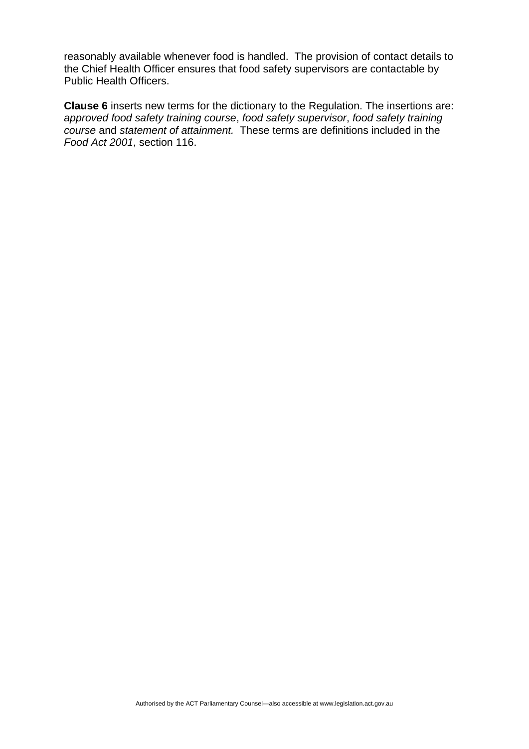reasonably available whenever food is handled. The provision of contact details to the Chief Health Officer ensures that food safety supervisors are contactable by Public Health Officers.

**Clause 6** inserts new terms for the dictionary to the Regulation. The insertions are: *approved food safety training course*, *food safety supervisor*, *food safety training course* and *statement of attainment.* These terms are definitions included in the *Food Act 2001*, section 116.